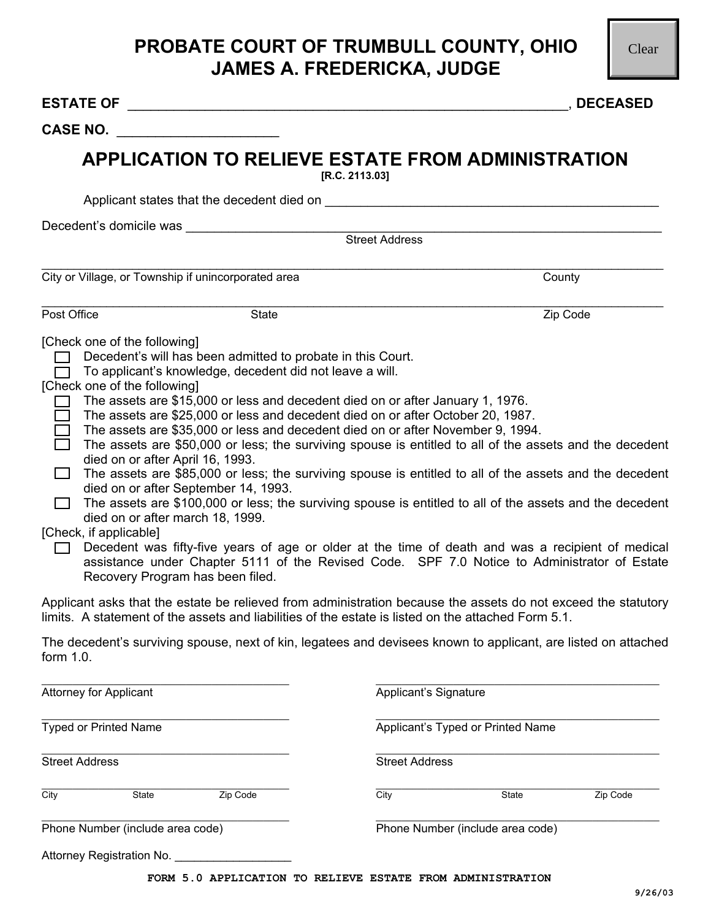# PROBATE COURT OF TRUMBULL COUNTY, OHIO
# JAMES A. FREDERICKA, JUDGE

Clear

**ESTATE OF** \_\_\_\_\_\_\_\_\_\_\_\_\_\_\_\_\_\_\_\_\_\_\_\_\_\_\_\_\_\_\_\_\_\_\_\_\_\_\_\_\_\_\_\_\_\_\_\_\_\_\_\_\_\_\_\_\_\_\_\_, **DECEASED**

**CASE NO.** \_\_\_\_\_\_\_\_\_\_\_\_\_\_\_\_\_\_\_\_\_

## APPLICATION TO RELIEVE ESTATE FROM ADMINISTRATION

**[R.C. 2113.03]**

Applicant states that the decedent died on \_\_\_\_\_\_\_\_\_\_\_\_\_\_\_\_\_\_\_\_\_\_\_\_\_\_\_\_\_\_\_\_\_\_\_\_\_\_\_\_\_\_\_\_\_\_\_\_

Decedent's domicile was \_\_\_\_\_\_\_\_\_\_\_\_\_\_\_\_\_\_\_\_\_\_\_\_\_\_\_\_\_\_\_\_\_\_\_\_\_\_\_\_\_\_\_\_\_\_\_\_\_\_\_\_\_\_\_\_\_\_\_\_\_\_\_\_\_\_\_\_\_\_
Street Address

\_\_\_\_\_\_\_\_\_\_\_\_\_\_\_\_\_\_\_\_\_\_\_\_\_\_\_\_\_\_\_\_\_\_\_\_\_\_\_\_\_\_\_\_\_\_\_\_\_\_\_\_\_\_\_\_\_\_\_\_\_\_\_\_\_\_\_\_\_\_\_\_\_\_\_\_\_\_\_\_\_\_\_\_\_\_\_\_\_
City or Village, or Township if unincorporated area County

\_\_\_\_\_\_\_\_\_\_\_\_\_\_\_\_\_\_\_\_\_\_\_\_\_\_\_\_\_\_\_\_\_\_\_\_\_\_\_\_\_\_\_\_\_\_\_\_\_\_\_\_\_\_\_\_\_\_\_\_\_\_\_\_\_\_\_\_\_\_\_\_\_\_\_\_\_\_\_\_\_\_\_\_\_\_\_\_\_
Post Office State Zip Code

[Check one of the following]

- ☐ Decedent's will has been admitted to probate in this Court.
- ☐ To applicant's knowledge, decedent did not leave a will.

[Check one of the following]

- ☐ The assets are $15,000 or less and decedent died on or after January 1, 1976.
- ☐ The assets are $25,000 or less and decedent died on or after October 20, 1987.
- ☐ The assets are $35,000 or less and decedent died on or after November 9, 1994.
- ☐ The assets are $50,000 or less; the surviving spouse is entitled to all of the assets and the decedent died on or after April 16, 1993.
- ☐ The assets are $85,000 or less; the surviving spouse is entitled to all of the assets and the decedent died on or after September 14, 1993.
- ☐ The assets are $100,000 or less; the surviving spouse is entitled to all of the assets and the decedent died on or after march 18, 1999.

[Check, if applicable]

- ☐ Decedent was fifty-five years of age or older at the time of death and was a recipient of medical assistance under Chapter 5111 of the Revised Code. SPF 7.0 Notice to Administrator of Estate Recovery Program has been filed.

Applicant asks that the estate be relieved from administration because the assets do not exceed the statutory limits. A statement of the assets and liabilities of the estate is listed on the attached Form 5.1.

The decedent's surviving spouse, next of kin, legatees and devisees known to applicant, are listed on attached form 1.0.

\_\_\_\_\_\_\_\_\_\_\_\_\_\_\_\_\_\_\_\_\_\_\_\_\_\_\_\_\_\_\_\_\_\_\_\_
Attorney for Applicant

\_\_\_\_\_\_\_\_\_\_\_\_\_\_\_\_\_\_\_\_\_\_\_\_\_\_\_\_\_\_\_\_\_\_\_\_
Typed or Printed Name

\_\_\_\_\_\_\_\_\_\_\_\_\_\_\_\_\_\_\_\_\_\_\_\_\_\_\_\_\_\_\_\_\_\_\_\_
Street Address

\_\_\_\_\_\_\_\_\_\_\_\_\_\_\_\_\_\_\_\_\_\_\_\_\_\_\_\_\_\_\_\_\_\_\_\_
City State Zip Code

\_\_\_\_\_\_\_\_\_\_\_\_\_\_\_\_\_\_\_\_\_\_\_\_\_\_\_\_\_\_\_\_\_\_\_\_
Phone Number (include area code)

Attorney Registration No. \_\_\_\_\_\_\_\_\_\_\_\_\_\_\_\_\_\_

\_\_\_\_\_\_\_\_\_\_\_\_\_\_\_\_\_\_\_\_\_\_\_\_\_\_\_\_\_\_\_\_\_\_\_\_
Applicant's Signature

\_\_\_\_\_\_\_\_\_\_\_\_\_\_\_\_\_\_\_\_\_\_\_\_\_\_\_\_\_\_\_\_\_\_\_\_
Applicant's Typed or Printed Name

\_\_\_\_\_\_\_\_\_\_\_\_\_\_\_\_\_\_\_\_\_\_\_\_\_\_\_\_\_\_\_\_\_\_\_\_
Street Address

\_\_\_\_\_\_\_\_\_\_\_\_\_\_\_\_\_\_\_\_\_\_\_\_\_\_\_\_\_\_\_\_\_\_\_\_
City State Zip Code

\_\_\_\_\_\_\_\_\_\_\_\_\_\_\_\_\_\_\_\_\_\_\_\_\_\_\_\_\_\_\_\_\_\_\_\_
Phone Number (include area code)

**FORM 5.0 APPLICATION TO RELIEVE ESTATE FROM ADMINISTRATION**

9/26/03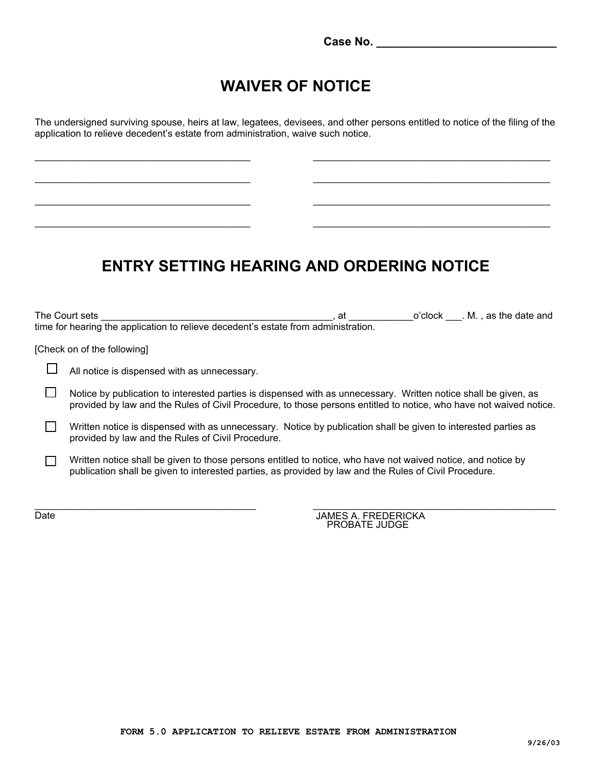Case No. ____________________________

# WAIVER OF NOTICE

The undersigned surviving spouse, heirs at law, legatees, devisees, and other persons entitled to notice of the filing of the application to relieve decedent's estate from administration, waive such notice.

________________________________________ ________________________________________

________________________________________ ________________________________________

________________________________________ ________________________________________

________________________________________ ________________________________________

# ENTRY SETTING HEARING AND ORDERING NOTICE

The Court sets ___________________________________________, at ___________o'clock ___. M. , as the date and time for hearing the application to relieve decedent's estate from administration.

[Check on of the following]

- ☐ All notice is dispensed with as unnecessary.
- ☐ Notice by publication to interested parties is dispensed with as unnecessary. Written notice shall be given, as provided by law and the Rules of Civil Procedure, to those persons entitled to notice, who have not waived notice.
- ☐ Written notice is dispensed with as unnecessary. Notice by publication shall be given to interested parties as provided by law and the Rules of Civil Procedure.
- ☐ Written notice shall be given to those persons entitled to notice, who have not waived notice, and notice by publication shall be given to interested parties, as provided by law and the Rules of Civil Procedure.

________________________________________ ________________________________________

Date

JAMES A. FREDERICKA
PROBATE JUDGE

FORM 5.0 APPLICATION TO RELIEVE ESTATE FROM ADMINISTRATION

9/26/03